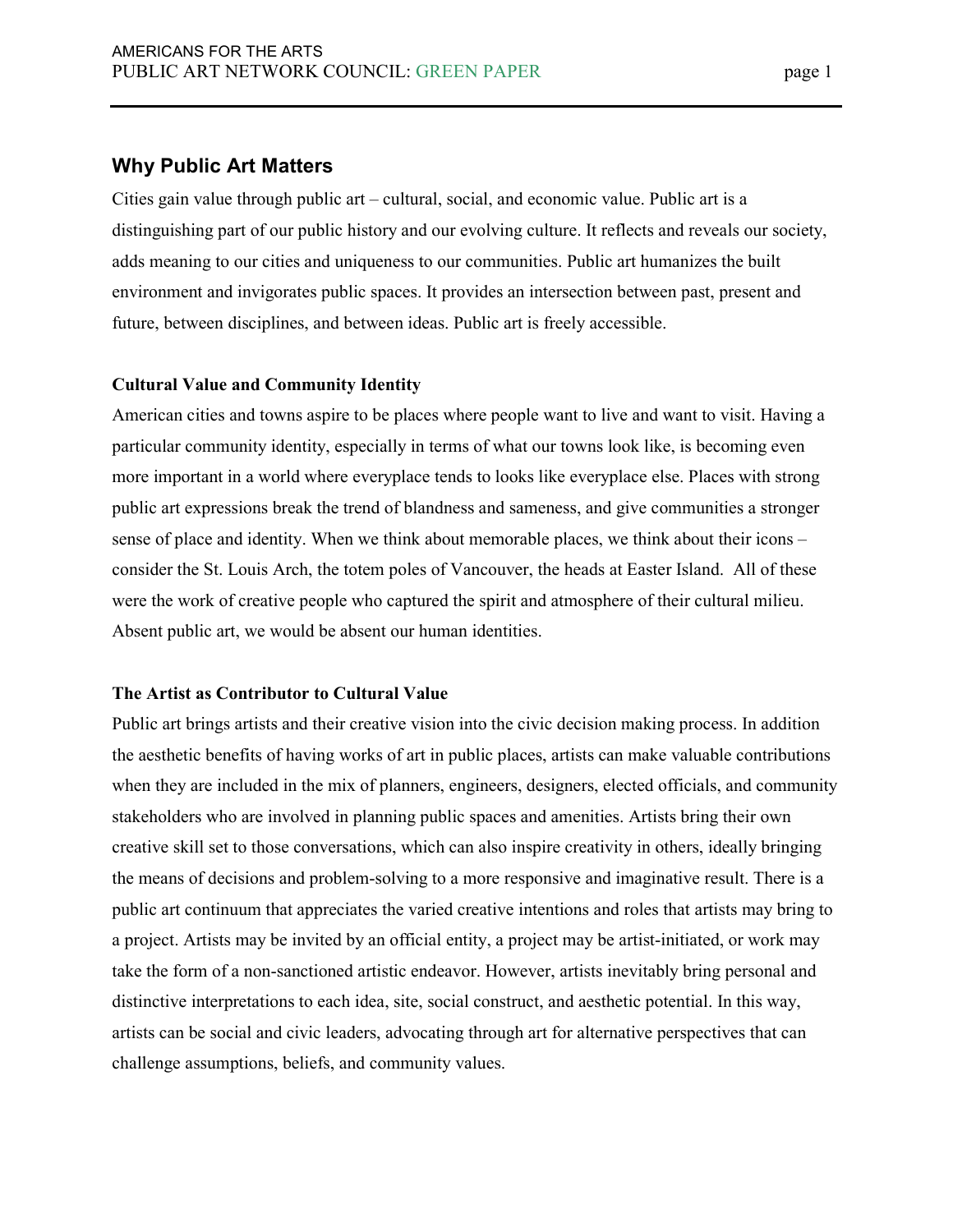## Why Public Art Matters

Cities gain value through public art – cultural, social, and economic value. Public art is a distinguishing part of our public history and our evolving culture. It reflects and reveals our society, adds meaning to our cities and uniqueness to our communities. Public art humanizes the built environment and invigorates public spaces. It provides an intersection between past, present and future, between disciplines, and between ideas. Public art is freely accessible.

### Cultural Value and Community Identity

American cities and towns aspire to be places where people want to live and want to visit. Having a particular community identity, especially in terms of what our towns look like, is becoming even more important in a world where everyplace tends to looks like everyplace else. Places with strong public art expressions break the trend of blandness and sameness, and give communities a stronger sense of place and identity. When we think about memorable places, we think about their icons – consider the St. Louis Arch, the totem poles of Vancouver, the heads at Easter Island. All of these were the work of creative people who captured the spirit and atmosphere of their cultural milieu. Absent public art, we would be absent our human identities.

### The Artist as Contributor to Cultural Value

Public art brings artists and their creative vision into the civic decision making process. In addition the aesthetic benefits of having works of art in public places, artists can make valuable contributions when they are included in the mix of planners, engineers, designers, elected officials, and community stakeholders who are involved in planning public spaces and amenities. Artists bring their own creative skill set to those conversations, which can also inspire creativity in others, ideally bringing the means of decisions and problem-solving to a more responsive and imaginative result. There is a public art continuum that appreciates the varied creative intentions and roles that artists may bring to a project. Artists may be invited by an official entity, a project may be artist-initiated, or work may take the form of a non-sanctioned artistic endeavor. However, artists inevitably bring personal and distinctive interpretations to each idea, site, social construct, and aesthetic potential. In this way, artists can be social and civic leaders, advocating through art for alternative perspectives that can challenge assumptions, beliefs, and community values.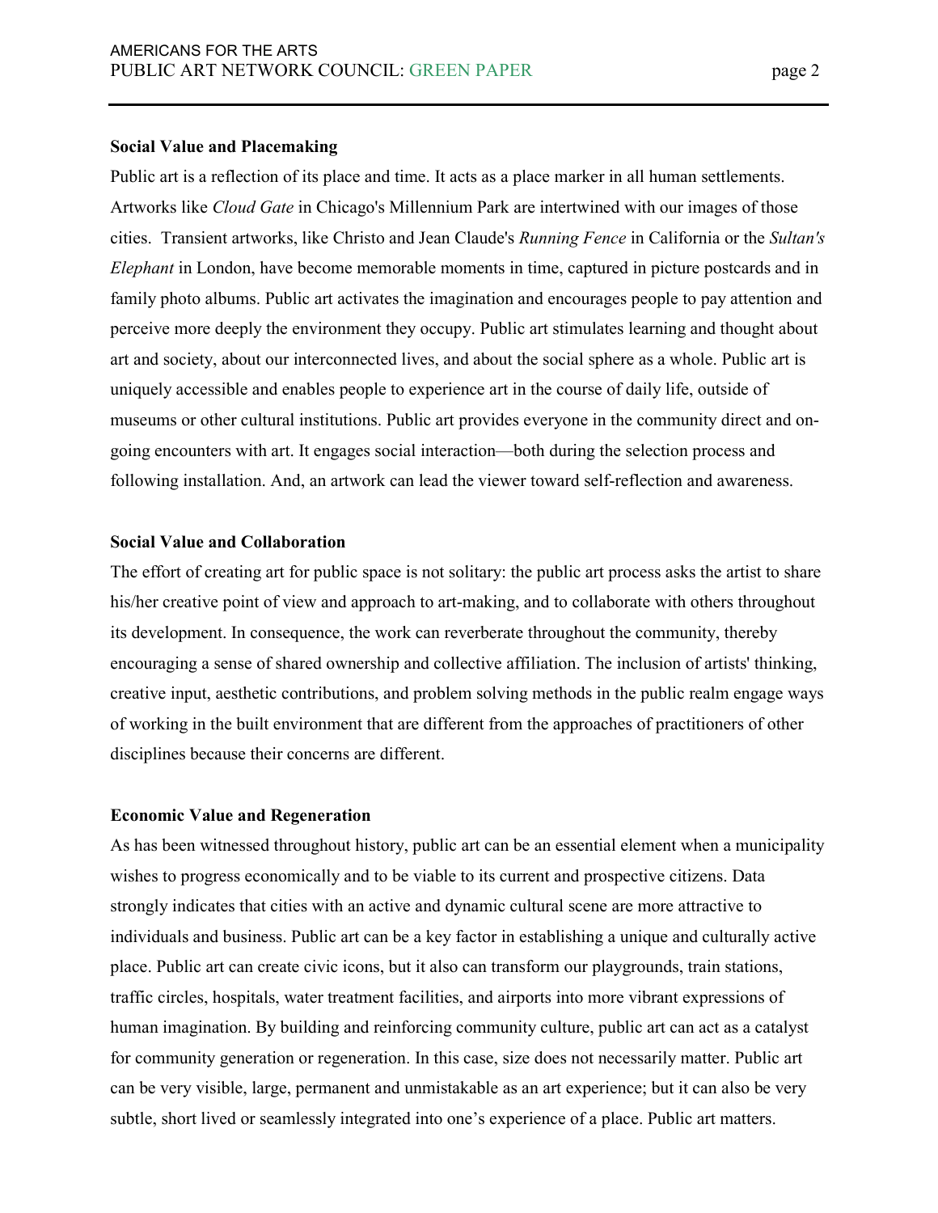**Social Value and Placemaking**

Public art is a reflection of its place and time. It acts as a place marker in all human settlements. Artworks like *Cloud Gate* in Chicago's Millennium Park are intertwined with our images of those cities. Transient artworks, like Christo and Jean Claude's *Running Fence* in California or the *Sultan's Elephant* in London, have become memorable moments in time, captured in picture postcards and in family photo albums. Public art activates the imagination and encourages people to pay attention and perceive more deeply the environment they occupy. Public art stimulates learning and thought about art and society, about our interconnected lives, and about the social sphere as a whole. Public art is uniquely accessible and enables people to experience art in the course of daily life, outside of museums or other cultural institutions. Public art provides everyone in the community direct and on-going encounters with art. It engages social interaction—both during the selection process and following installation. And, an artwork can lead the viewer toward self-reflection and awareness.

**Social Value and Collaboration**

The effort of creating art for public space is not solitary: the public art process asks the artist to share his/her creative point of view and approach to art-making, and to collaborate with others throughout its development. In consequence, the work can reverberate throughout the community, thereby encouraging a sense of shared ownership and collective affiliation. The inclusion of artists' thinking, creative input, aesthetic contributions, and problem solving methods in the public realm engage ways of working in the built environment that are different from the approaches of practitioners of other disciplines because their concerns are different.

**Economic Value and Regeneration**

As has been witnessed throughout history, public art can be an essential element when a municipality wishes to progress economically and to be viable to its current and prospective citizens. Data strongly indicates that cities with an active and dynamic cultural scene are more attractive to individuals and business. Public art can be a key factor in establishing a unique and culturally active place. Public art can create civic icons, but it also can transform our playgrounds, train stations, traffic circles, hospitals, water treatment facilities, and airports into more vibrant expressions of human imagination. By building and reinforcing community culture, public art can act as a catalyst for community generation or regeneration. In this case, size does not necessarily matter. Public art can be very visible, large, permanent and unmistakable as an art experience; but it can also be very subtle, short lived or seamlessly integrated into one's experience of a place. Public art matters.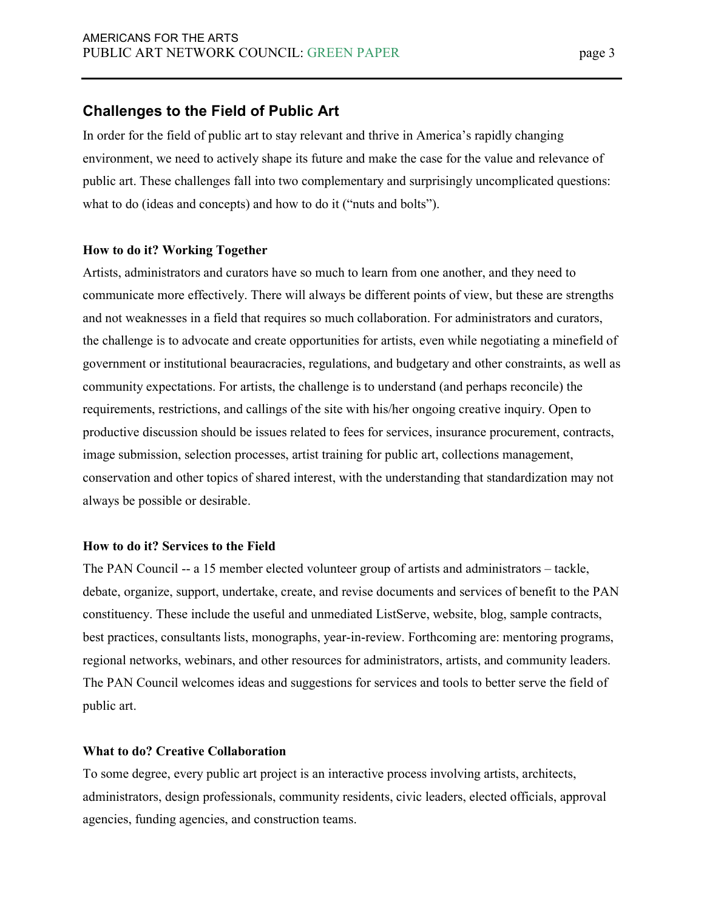## Challenges to the Field of Public Art

In order for the field of public art to stay relevant and thrive in America's rapidly changing environment, we need to actively shape its future and make the case for the value and relevance of public art. These challenges fall into two complementary and surprisingly uncomplicated questions: what to do (ideas and concepts) and how to do it ("nuts and bolts").

**How to do it? Working Together**

Artists, administrators and curators have so much to learn from one another, and they need to communicate more effectively. There will always be different points of view, but these are strengths and not weaknesses in a field that requires so much collaboration. For administrators and curators, the challenge is to advocate and create opportunities for artists, even while negotiating a minefield of government or institutional beauracracies, regulations, and budgetary and other constraints, as well as community expectations. For artists, the challenge is to understand (and perhaps reconcile) the requirements, restrictions, and callings of the site with his/her ongoing creative inquiry. Open to productive discussion should be issues related to fees for services, insurance procurement, contracts, image submission, selection processes, artist training for public art, collections management, conservation and other topics of shared interest, with the understanding that standardization may not always be possible or desirable.

**How to do it? Services to the Field**

The PAN Council -- a 15 member elected volunteer group of artists and administrators – tackle, debate, organize, support, undertake, create, and revise documents and services of benefit to the PAN constituency. These include the useful and unmediated ListServe, website, blog, sample contracts, best practices, consultants lists, monographs, year-in-review. Forthcoming are: mentoring programs, regional networks, webinars, and other resources for administrators, artists, and community leaders. The PAN Council welcomes ideas and suggestions for services and tools to better serve the field of public art.

**What to do? Creative Collaboration**

To some degree, every public art project is an interactive process involving artists, architects, administrators, design professionals, community residents, civic leaders, elected officials, approval agencies, funding agencies, and construction teams.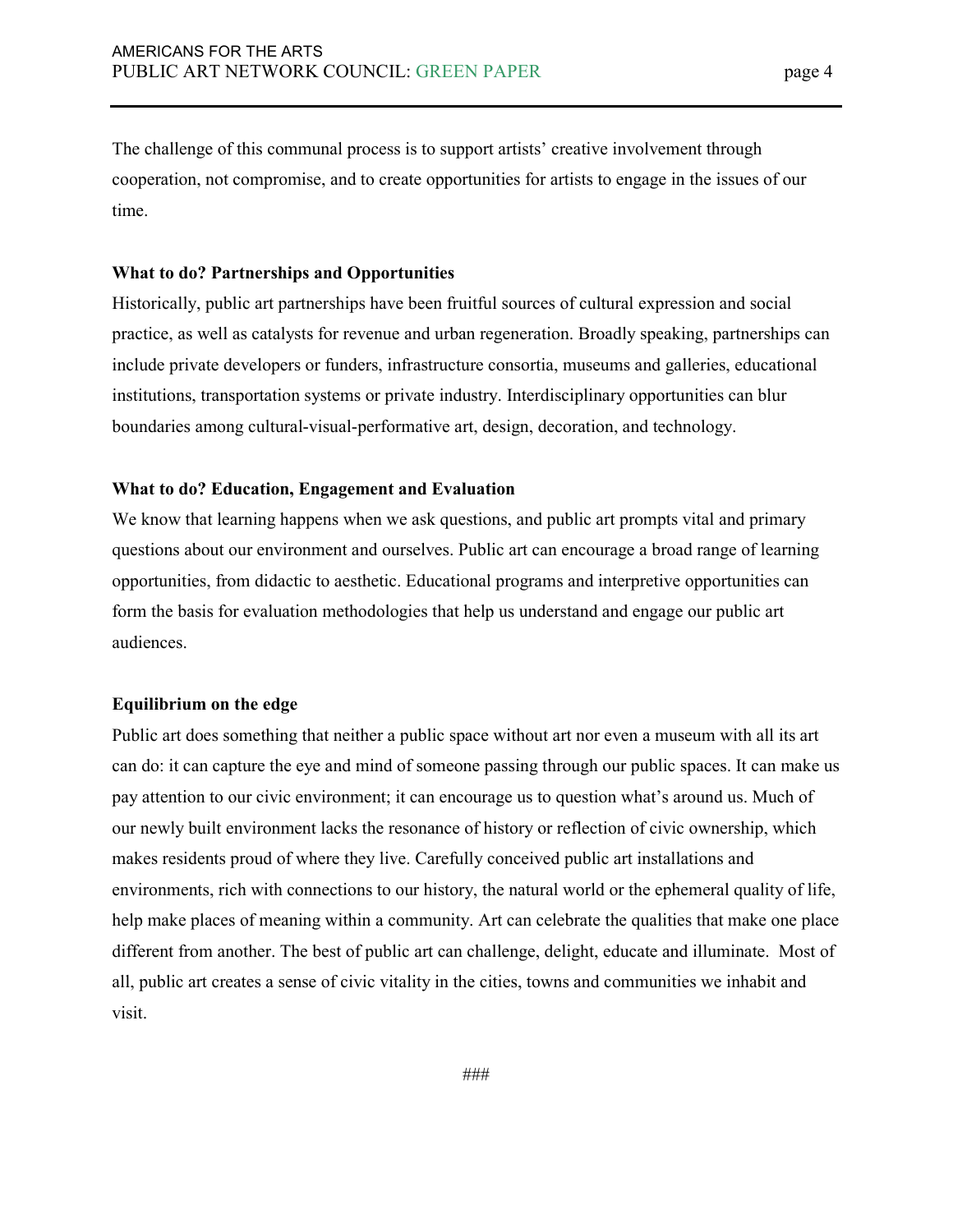The challenge of this communal process is to support artists' creative involvement through cooperation, not compromise, and to create opportunities for artists to engage in the issues of our time.

**What to do? Partnerships and Opportunities**

Historically, public art partnerships have been fruitful sources of cultural expression and social practice, as well as catalysts for revenue and urban regeneration. Broadly speaking, partnerships can include private developers or funders, infrastructure consortia, museums and galleries, educational institutions, transportation systems or private industry. Interdisciplinary opportunities can blur boundaries among cultural-visual-performative art, design, decoration, and technology.

**What to do? Education, Engagement and Evaluation**

We know that learning happens when we ask questions, and public art prompts vital and primary questions about our environment and ourselves. Public art can encourage a broad range of learning opportunities, from didactic to aesthetic. Educational programs and interpretive opportunities can form the basis for evaluation methodologies that help us understand and engage our public art audiences.

**Equilibrium on the edge**

Public art does something that neither a public space without art nor even a museum with all its art can do: it can capture the eye and mind of someone passing through our public spaces. It can make us pay attention to our civic environment; it can encourage us to question what's around us. Much of our newly built environment lacks the resonance of history or reflection of civic ownership, which makes residents proud of where they live. Carefully conceived public art installations and environments, rich with connections to our history, the natural world or the ephemeral quality of life, help make places of meaning within a community. Art can celebrate the qualities that make one place different from another. The best of public art can challenge, delight, educate and illuminate. Most of all, public art creates a sense of civic vitality in the cities, towns and communities we inhabit and visit.

###